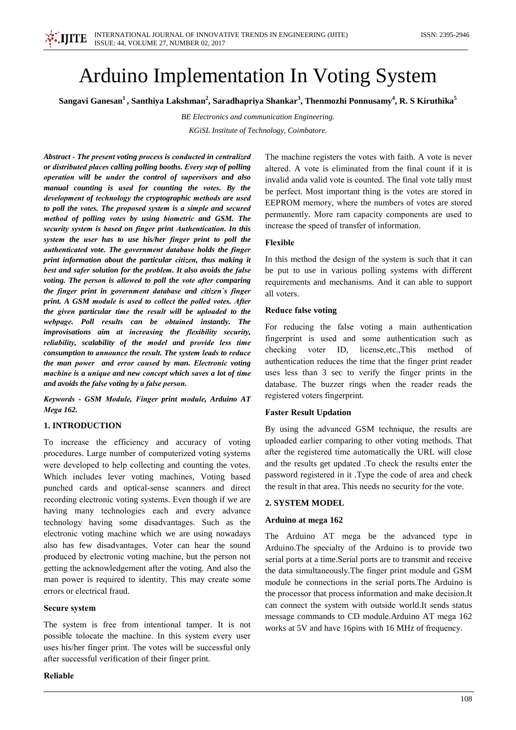# Arduino Implementation In Voting System

**Sangavi Ganesan[1], Santhiya Lakshman[2], Saradhapriya Shankar[3], Thenmozhi Ponnusamy[4], R. S Kiruthika[5]**

*BE Electronics and communication Engineering.*

*KGiSL Institute of Technology, Coimbatore.*

***Abstract - The present voting process is conducted in centralized or distributed places calling polling booths. Every step of polling operation will be under the control of supervisors and also manual counting is used for counting the votes. By the development of technology the cryptographic methods are used to poll the votes. The proposed system is a simple and secured method of polling votes by using biometric and GSM. The security system is based on finger print Authentication. In this system the user has to use his/her finger print to poll the authenticated vote. The government database holds the finger print information about the particular citizen, thus making it best and safer solution for the problem. It also avoids the false voting. The person is allowed to poll the vote after comparing the finger print in government database and citizen`s finger print. A GSM module is used to collect the polled votes. After the given particular time the result will be uploaded to the webpage. Poll results can be obtained instantly. The improvisations aim at increasing the flexibility security, reliability, scalability of the model and provide less time consumption to announce the result. The system leads to reduce the man power and error caused by man. Electronic voting machine is a unique and new concept which saves a lot of time and avoids the false voting by a false person.***

***Keywords - GSM Module, Finger print module, Arduino AT Mega 162.***

## 1. INTRODUCTION

To increase the efficiency and accuracy of voting procedures. Large number of computerized voting systems were developed to help collecting and counting the votes. Which includes lever voting machines, Voting based punched cards and optical-sense scanners and direct recording electronic voting systems. Even though if we are having many technologies each and every advance technology having some disadvantages. Such as the electronic voting machine which we are using nowadays also has few disadvantages. Voter can hear the sound produced by electronic voting machine, but the person not getting the acknowledgement after the voting. And also the man power is required to identity. This may create some errors or electrical fraud.

### Secure system

The system is free from intentional tamper. It is not possible tolocate the machine. In this system every user uses his/her finger print. The votes will be successful only after successful verification of their finger print.

### Reliable

The machine registers the votes with faith. A vote is never altered. A vote is eliminated from the final count if it is invalid anda valid vote is counted. The final vote tally must be perfect. Most important thing is the votes are stored in EEPROM memory, where the numbers of votes are stored permanently. More ram capacity components are used to increase the speed of transfer of information.

### Flexible

In this method the design of the system is such that it can be put to use in various polling systems with different requirements and mechanisms. And it can able to support all voters.

### Reduce false voting

For reducing the false voting a main authentication fingerprint is used and some authentication such as checking voter ID, license,etc.,This method of authentication reduces the time that the finger print reader uses less than 3 sec to verify the finger prints in the database. The buzzer rings when the reader reads the registered voters fingerprint.

### Faster Result Updation

By using the advanced GSM technique, the results are uploaded earlier comparing to other voting methods. That after the registered time automatically the URL will close and the results get updated .To check the results enter the password registered in it .Type the code of area and check the result in that area. This needs no security for the vote.

## 2. SYSTEM MODEL

### Arduino at mega 162

The Arduino AT mega be the advanced type in Arduino.The specialty of the Arduino is to provide two serial ports at a time.Serial ports are to transmit and receive the data simultaneously.The finger print module and GSM module be connections in the serial ports.The Arduino is the processor that process information and make decision.It can connect the system with outside world.It sends status message commands to CD module.Arduino AT mega 162 works at 5V and have 16pins with 16 MHz of frequency.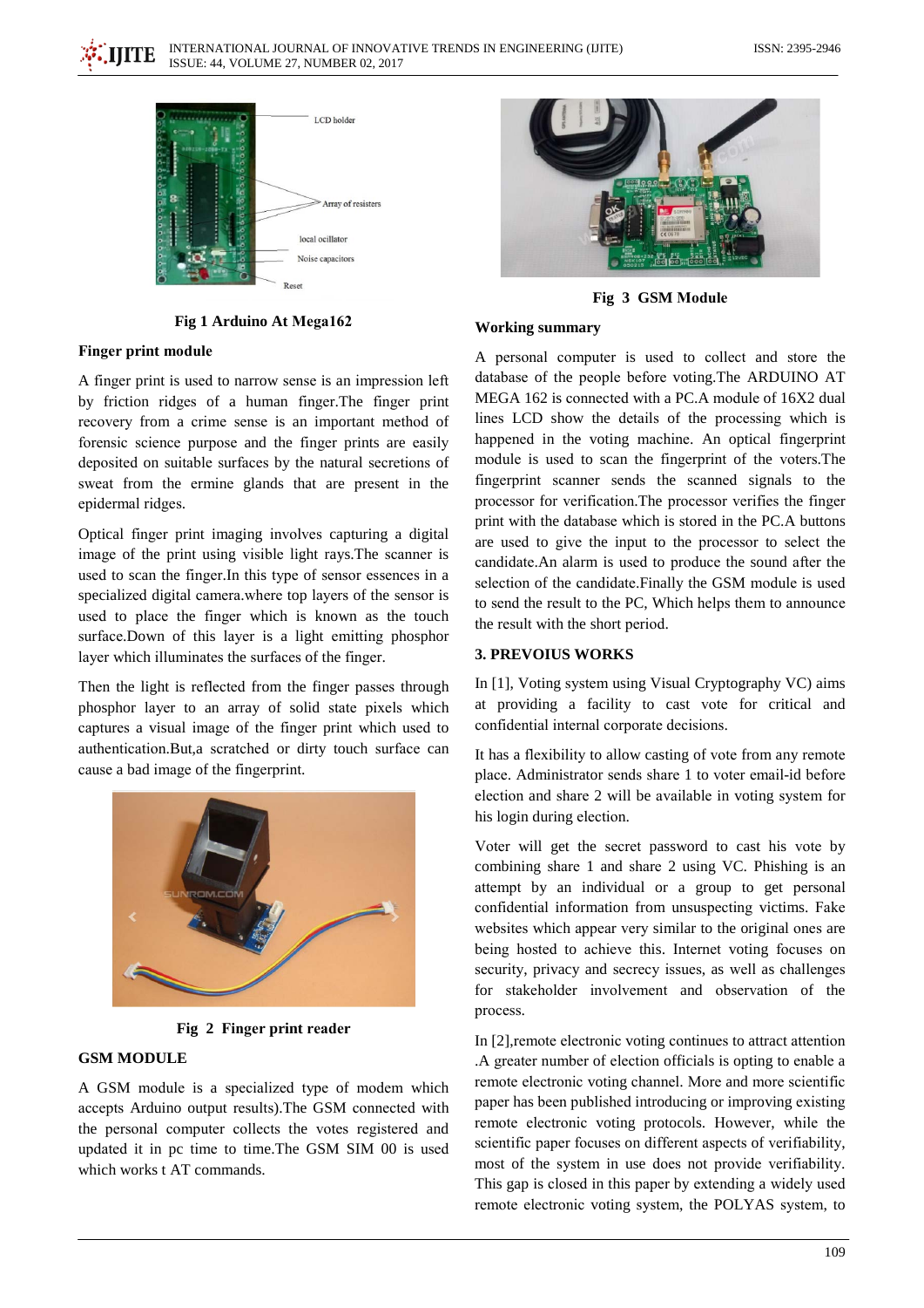Fig 1 Arduino At Mega162

### Finger print module

A finger print is used to narrow sense is an impression left by friction ridges of a human finger.The finger print recovery from a crime sense is an important method of forensic science purpose and the finger prints are easily deposited on suitable surfaces by the natural secretions of sweat from the ermine glands that are present in the epidermal ridges.

Optical finger print imaging involves capturing a digital image of the print using visible light rays.The scanner is used to scan the finger.In this type of sensor essences in a specialized digital camera.where top layers of the sensor is used to place the finger which is known as the touch surface.Down of this layer is a light emitting phosphor layer which illuminates the surfaces of the finger.

Then the light is reflected from the finger passes through phosphor layer to an array of solid state pixels which captures a visual image of the finger print which used to authentication.But,a scratched or dirty touch surface can cause a bad image of the fingerprint.

Fig 2 Finger print reader

### GSM MODULE

A GSM module is a specialized type of modem which accepts Arduino output results).The GSM connected with the personal computer collects the votes registered and updated it in pc time to time.The GSM SIM 00 is used which works t AT commands.

Fig 3 GSM Module

### Working summary

A personal computer is used to collect and store the database of the people before voting.The ARDUINO AT MEGA 162 is connected with a PC.A module of 16X2 dual lines LCD show the details of the processing which is happened in the voting machine. An optical fingerprint module is used to scan the fingerprint of the voters.The fingerprint scanner sends the scanned signals to the processor for verification.The processor verifies the finger print with the database which is stored in the PC.A buttons are used to give the input to the processor to select the candidate.An alarm is used to produce the sound after the selection of the candidate.Finally the GSM module is used to send the result to the PC, Which helps them to announce the result with the short period.

## 3. PREVOIUS WORKS

In [1], Voting system using Visual Cryptography VC) aims at providing a facility to cast vote for critical and confidential internal corporate decisions.

It has a flexibility to allow casting of vote from any remote place. Administrator sends share 1 to voter email-id before election and share 2 will be available in voting system for his login during election.

Voter will get the secret password to cast his vote by combining share 1 and share 2 using VC. Phishing is an attempt by an individual or a group to get personal confidential information from unsuspecting victims. Fake websites which appear very similar to the original ones are being hosted to achieve this. Internet voting focuses on security, privacy and secrecy issues, as well as challenges for stakeholder involvement and observation of the process.

In [2],remote electronic voting continues to attract attention .A greater number of election officials is opting to enable a remote electronic voting channel. More and more scientific paper has been published introducing or improving existing remote electronic voting protocols. However, while the scientific paper focuses on different aspects of verifiability, most of the system in use does not provide verifiability. This gap is closed in this paper by extending a widely used remote electronic voting system, the POLYAS system, to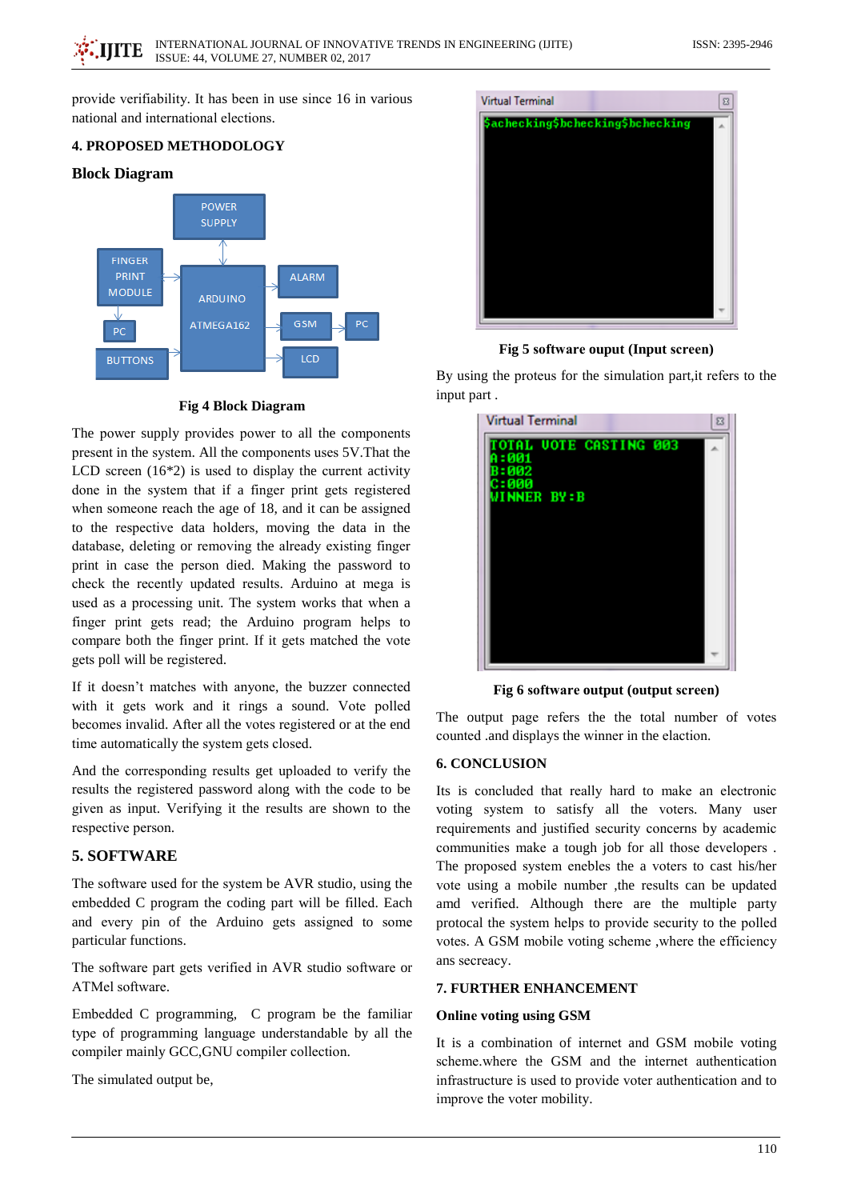provide verifiability. It has been in use since 16 in various national and international elections.

## 4. PROPOSED METHODOLOGY

### Block Diagram

Fig 4 Block Diagram

The power supply provides power to all the components present in the system. All the components uses 5V.That the LCD screen (16*2) is used to display the current activity done in the system that if a finger print gets registered when someone reach the age of 18, and it can be assigned to the respective data holders, moving the data in the database, deleting or removing the already existing finger print in case the person died. Making the password to check the recently updated results. Arduino at mega is used as a processing unit. The system works that when a finger print gets read; the Arduino program helps to compare both the finger print. If it gets matched the vote gets poll will be registered.

If it doesn't matches with anyone, the buzzer connected with it gets work and it rings a sound. Vote polled becomes invalid. After all the votes registered or at the end time automatically the system gets closed.

And the corresponding results get uploaded to verify the results the registered password along with the code to be given as input. Verifying it the results are shown to the respective person.

## 5. SOFTWARE

The software used for the system be AVR studio, using the embedded C program the coding part will be filled. Each and every pin of the Arduino gets assigned to some particular functions.

The software part gets verified in AVR studio software or ATMel software.

Embedded C programming, C program be the familiar type of programming language understandable by all the compiler mainly GCC,GNU compiler collection.

The simulated output be,

Fig 5 software ouput (Input screen)

By using the proteus for the simulation part,it refers to the input part .

Fig 6 software output (output screen)

The output page refers the the total number of votes counted .and displays the winner in the elaction.

## 6. CONCLUSION

Its is concluded that really hard to make an electronic voting system to satisfy all the voters. Many user requirements and justified security concerns by academic communities make a tough job for all those developers . The proposed system enebles the a voters to cast his/her vote using a mobile number ,the results can be updated amd verified. Although there are the multiple party protocal the system helps to provide security to the polled votes. A GSM mobile voting scheme ,where the efficiency ans secreacy.

## 7. FURTHER ENHANCEMENT

### Online voting using GSM

It is a combination of internet and GSM mobile voting scheme.where the GSM and the internet authentication infrastructure is used to provide voter authentication and to improve the voter mobility.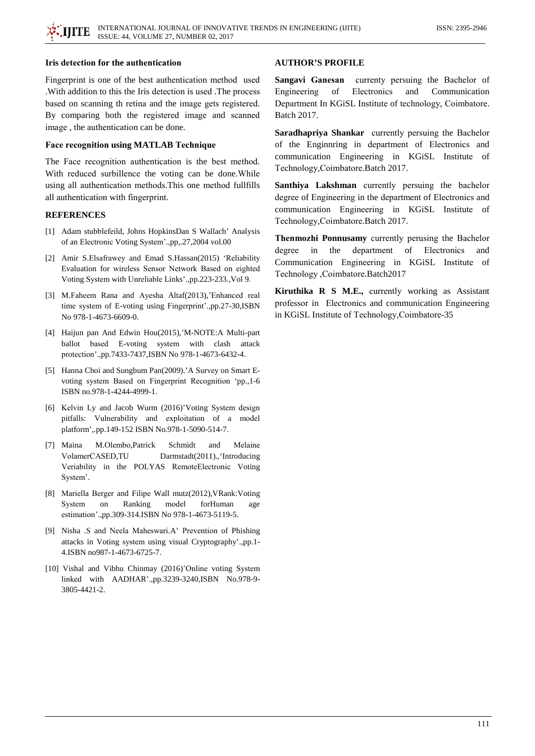### Iris detection for the authentication

Fingerprint is one of the best authentication method used .With addition to this the Iris detection is used .The process based on scanning th retina and the image gets registered. By comparing both the registered image and scanned image , the authentication can be done.

### Face recognition using MATLAB Technique

The Face recognition authentication is the best method. With reduced surbillence the voting can be done.While using all authentication methods.This one method fullfills all authentication with fingerprint.

### REFERENCES

[1] Adam stubblefeild, Johns HopkinsDan S Wallach' Analysis of an Electronic Voting System'.,pp,.27,2004 vol.00

[2] Amir S.Elsafrawey and Emad S.Hassan(2015) 'Reliability Evaluation for wireless Sensor Network Based on eighted Voting System with Unreliable Links'.,pp.223-233.,Vol 9.

[3] M.Faheem Rana and Ayesha Altaf(2013),'Enhanced real time system of E-voting using Fingerprint'.,pp.27-30,ISBN No 978-1-4673-6609-0.

[4] Haijun pan And Edwin Hou(2015),'M-NOTE:A Multi-part ballot based E-voting system with clash attack protection'.,pp.7433-7437,ISBN No 978-1-4673-6432-4.

[5] Hanna Choi and Sungbum Pan(2009).'A Survey on Smart E-voting system Based on Fingerprint Recognition 'pp.,1-6 ISBN no.978-1-4244-4999-1.

[6] Kelvin Ly and Jacob Wurm (2016)'Voting System design pitfalls: Vulnerability and exploitation of a model platform',.pp.149-152 ISBN No.978-1-5090-514-7.

[7] Maina M.Olembo,Patrick Schmidt and Melaine VolamerCASED,TU Darmstadt(2011).,'Introducing Veriability in the POLYAS RemoteElectronic Voting System'.

[8] Mariella Berger and Filipe Wall mutz(2012),VRank:Voting System on Ranking model forHuman age estimation'.,pp.309-314.ISBN No 978-1-4673-5119-5.

[9] Nisha .S and Neela Maheswari.A' Prevention of Phishing attacks in Voting system using visual Cryptography'.,pp.1-4.ISBN no987-1-4673-6725-7.

[10] Vishal and Vibhu Chinmay (2016)'Online voting System linked with AADHAR'.,pp.3239-3240,ISBN No.978-9-3805-4421-2.

### AUTHOR'S PROFILE

**Sangavi Ganesan** curreny persuing the Bachelor of Engineering of Electronics and Communication Department In KGiSL Institute of technology, Coimbatore. Batch 2017.

**Saradhapriya Shankar** currently persuing the Bachelor of the Enginnring in department of Electronics and communication Engineering in KGiSL Institute of Technology,Coimbatore.Batch 2017.

**Santhiya Lakshman** currently persuing the bachelor degree of Engineering in the department of Electronics and communication Engineering in KGiSL Institute of Technology,Coimbatore.Batch 2017.

**Thenmozhi Ponnusamy** currently perusing the Bachelor degree in the department of Electronics and Communication Engineering in KGiSL Institute of Technology ,Coimbatore.Batch2017

**Kiruthika R S M.E.,** currently working as Assistant professor in Electronics and communication Engineering in KGiSL Institute of Technology,Coimbatore-35